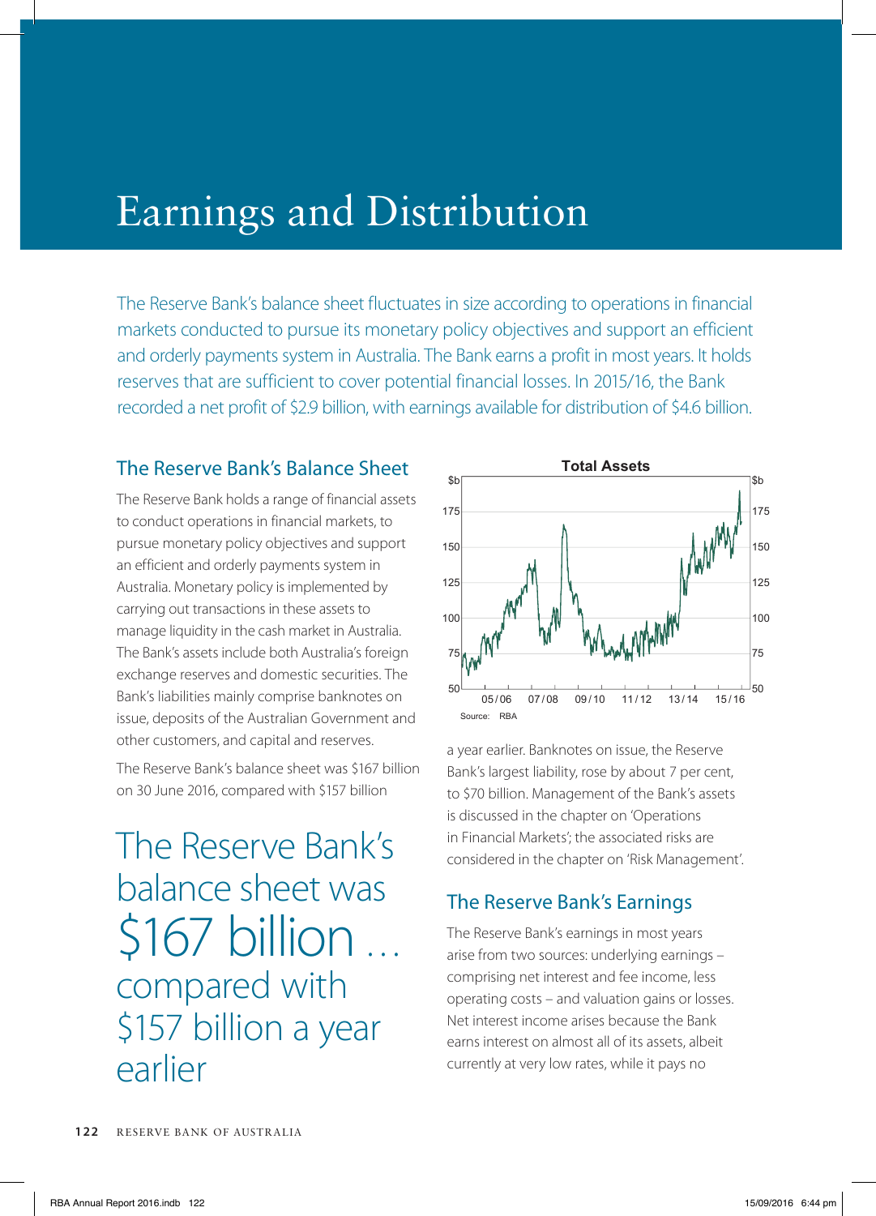# Earnings and Distribution

The Reserve Bank's balance sheet fluctuates in size according to operations in financial markets conducted to pursue its monetary policy objectives and support an efficient and orderly payments system in Australia. The Bank earns a profit in most years. It holds reserves that are sufficient to cover potential financial losses. In 2015/16, the Bank recorded a net profit of $2.9 billion, with earnings available for distribution of $4.6 billion.

## The Reserve Bank's Balance Sheet

The Reserve Bank holds a range of financial assets to conduct operations in financial markets, to pursue monetary policy objectives and support an efficient and orderly payments system in Australia. Monetary policy is implemented by carrying out transactions in these assets to manage liquidity in the cash market in Australia. The Bank's assets include both Australia's foreign exchange reserves and domestic securities. The Bank's liabilities mainly comprise banknotes on issue, deposits of the Australian Government and other customers, and capital and reserves.

The Reserve Bank's balance sheet was $167 billion on 30 June 2016, compared with $157 billion a year earlier. Banknotes on issue, the Reserve Bank's largest liability, rose by about 7 per cent, to $70 billion. Management of the Bank's assets is discussed in the chapter on 'Operations in Financial Markets'; the associated risks are considered in the chapter on 'Risk Management'.

> The Reserve Bank's balance sheet was $167 billion … compared with $157 billion a year earlier

**Total Assets**

Source: RBA

## The Reserve Bank's Earnings

The Reserve Bank's earnings in most years arise from two sources: underlying earnings – comprising net interest and fee income, less operating costs – and valuation gains or losses. Net interest income arises because the Bank earns interest on almost all of its assets, albeit currently at very low rates, while it pays no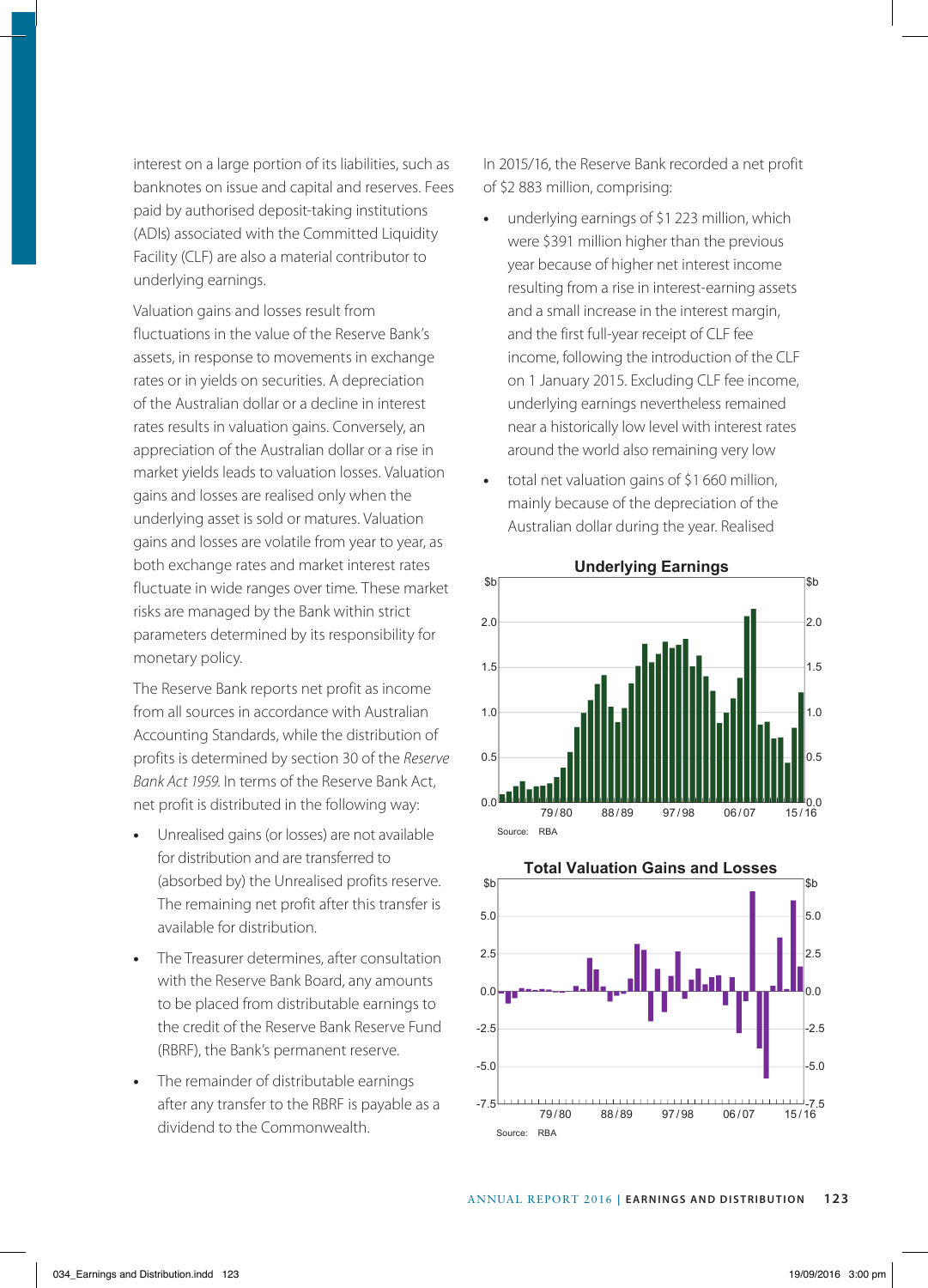interest on a large portion of its liabilities, such as banknotes on issue and capital and reserves. Fees paid by authorised deposit-taking institutions (ADIs) associated with the Committed Liquidity Facility (CLF) are also a material contributor to underlying earnings.

Valuation gains and losses result from fluctuations in the value of the Reserve Bank's assets, in response to movements in exchange rates or in yields on securities. A depreciation of the Australian dollar or a decline in interest rates results in valuation gains. Conversely, an appreciation of the Australian dollar or a rise in market yields leads to valuation losses. Valuation gains and losses are realised only when the underlying asset is sold or matures. Valuation gains and losses are volatile from year to year, as both exchange rates and market interest rates fluctuate in wide ranges over time. These market risks are managed by the Bank within strict parameters determined by its responsibility for monetary policy.

The Reserve Bank reports net profit as income from all sources in accordance with Australian Accounting Standards, while the distribution of profits is determined by section 30 of the *Reserve Bank Act 1959*. In terms of the Reserve Bank Act, net profit is distributed in the following way:

- Unrealised gains (or losses) are not available for distribution and are transferred to (absorbed by) the Unrealised profits reserve. The remaining net profit after this transfer is available for distribution.
- The Treasurer determines, after consultation with the Reserve Bank Board, any amounts to be placed from distributable earnings to the credit of the Reserve Bank Reserve Fund (RBRF), the Bank's permanent reserve.
- The remainder of distributable earnings after any transfer to the RBRF is payable as a dividend to the Commonwealth.

In 2015/16, the Reserve Bank recorded a net profit of $2 883 million, comprising:

- underlying earnings of $1 223 million, which were $391 million higher than the previous year because of higher net interest income resulting from a rise in interest-earning assets and a small increase in the interest margin, and the first full-year receipt of CLF fee income, following the introduction of the CLF on 1 January 2015. Excluding CLF fee income, underlying earnings nevertheless remained near a historically low level with interest rates around the world also remaining very low
- total net valuation gains of $1 660 million, mainly because of the depreciation of the Australian dollar during the year. Realised

**Underlying Earnings**

Source: RBA

**Total Valuation Gains and Losses**

Source: RBA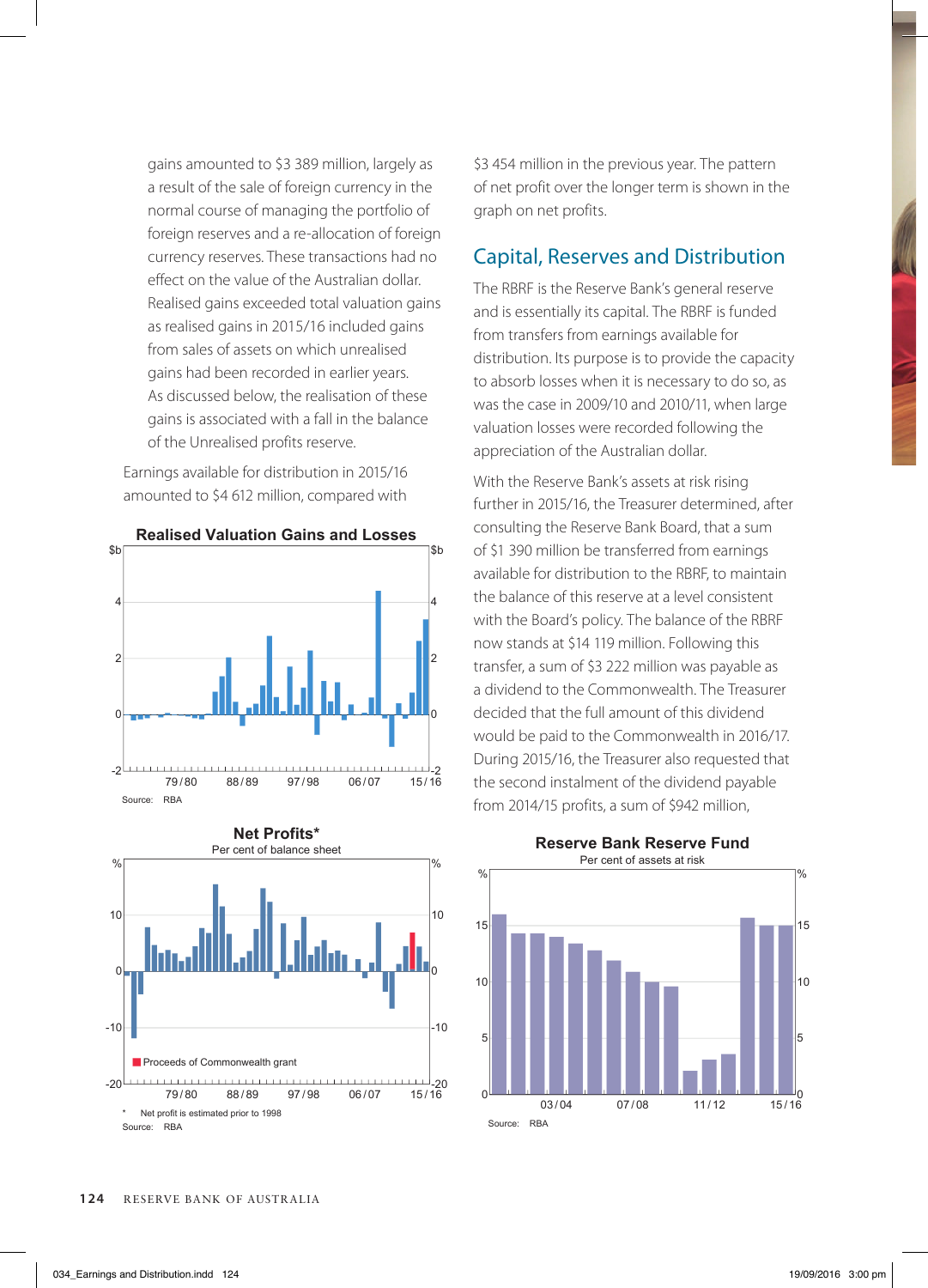gains amounted to $3 389 million, largely as a result of the sale of foreign currency in the normal course of managing the portfolio of foreign reserves and a re-allocation of foreign currency reserves. These transactions had no effect on the value of the Australian dollar. Realised gains exceeded total valuation gains as realised gains in 2015/16 included gains from sales of assets on which unrealised gains had been recorded in earlier years. As discussed below, the realisation of these gains is associated with a fall in the balance of the Unrealised profits reserve.

Earnings available for distribution in 2015/16 amounted to $4 612 million, compared with $3 454 million in the previous year. The pattern of net profit over the longer term is shown in the graph on net profits.

**Realised Valuation Gains and Losses**

Source: RBA

**Net Profits***

Per cent of balance sheet

\* Net profit is estimated prior to 1998

Source: RBA

## Capital, Reserves and Distribution

The RBRF is the Reserve Bank's general reserve and is essentially its capital. The RBRF is funded from transfers from earnings available for distribution. Its purpose is to provide the capacity to absorb losses when it is necessary to do so, as was the case in 2009/10 and 2010/11, when large valuation losses were recorded following the appreciation of the Australian dollar.

With the Reserve Bank's assets at risk rising further in 2015/16, the Treasurer determined, after consulting the Reserve Bank Board, that a sum of $1 390 million be transferred from earnings available for distribution to the RBRF, to maintain the balance of this reserve at a level consistent with the Board's policy. The balance of the RBRF now stands at $14 119 million. Following this transfer, a sum of $3 222 million was payable as a dividend to the Commonwealth. The Treasurer decided that the full amount of this dividend would be paid to the Commonwealth in 2016/17. During 2015/16, the Treasurer also requested that the second instalment of the dividend payable from 2014/15 profits, a sum of $942 million,

**Reserve Bank Reserve Fund**

Per cent of assets at risk

Source: RBA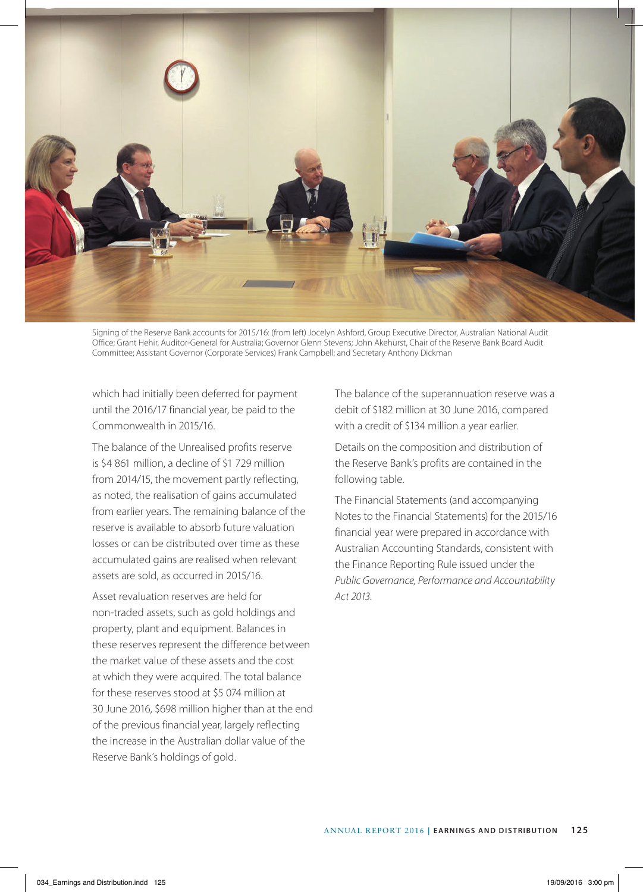Signing of the Reserve Bank accounts for 2015/16: (from left) Jocelyn Ashford, Group Executive Director, Australian National Audit Office; Grant Hehir, Auditor-General for Australia; Governor Glenn Stevens; John Akehurst, Chair of the Reserve Bank Board Audit Committee; Assistant Governor (Corporate Services) Frank Campbell; and Secretary Anthony Dickman

which had initially been deferred for payment until the 2016/17 financial year, be paid to the Commonwealth in 2015/16.

The balance of the Unrealised profits reserve is $4 861 million, a decline of $1 729 million from 2014/15, the movement partly reflecting, as noted, the realisation of gains accumulated from earlier years. The remaining balance of the reserve is available to absorb future valuation losses or can be distributed over time as these accumulated gains are realised when relevant assets are sold, as occurred in 2015/16.

Asset revaluation reserves are held for non-traded assets, such as gold holdings and property, plant and equipment. Balances in these reserves represent the difference between the market value of these assets and the cost at which they were acquired. The total balance for these reserves stood at $5 074 million at 30 June 2016, $698 million higher than at the end of the previous financial year, largely reflecting the increase in the Australian dollar value of the Reserve Bank's holdings of gold.

The balance of the superannuation reserve was a debit of $182 million at 30 June 2016, compared with a credit of $134 million a year earlier.

Details on the composition and distribution of the Reserve Bank's profits are contained in the following table.

The Financial Statements (and accompanying Notes to the Financial Statements) for the 2015/16 financial year were prepared in accordance with Australian Accounting Standards, consistent with the Finance Reporting Rule issued under the *Public Governance, Performance and Accountability Act 2013*.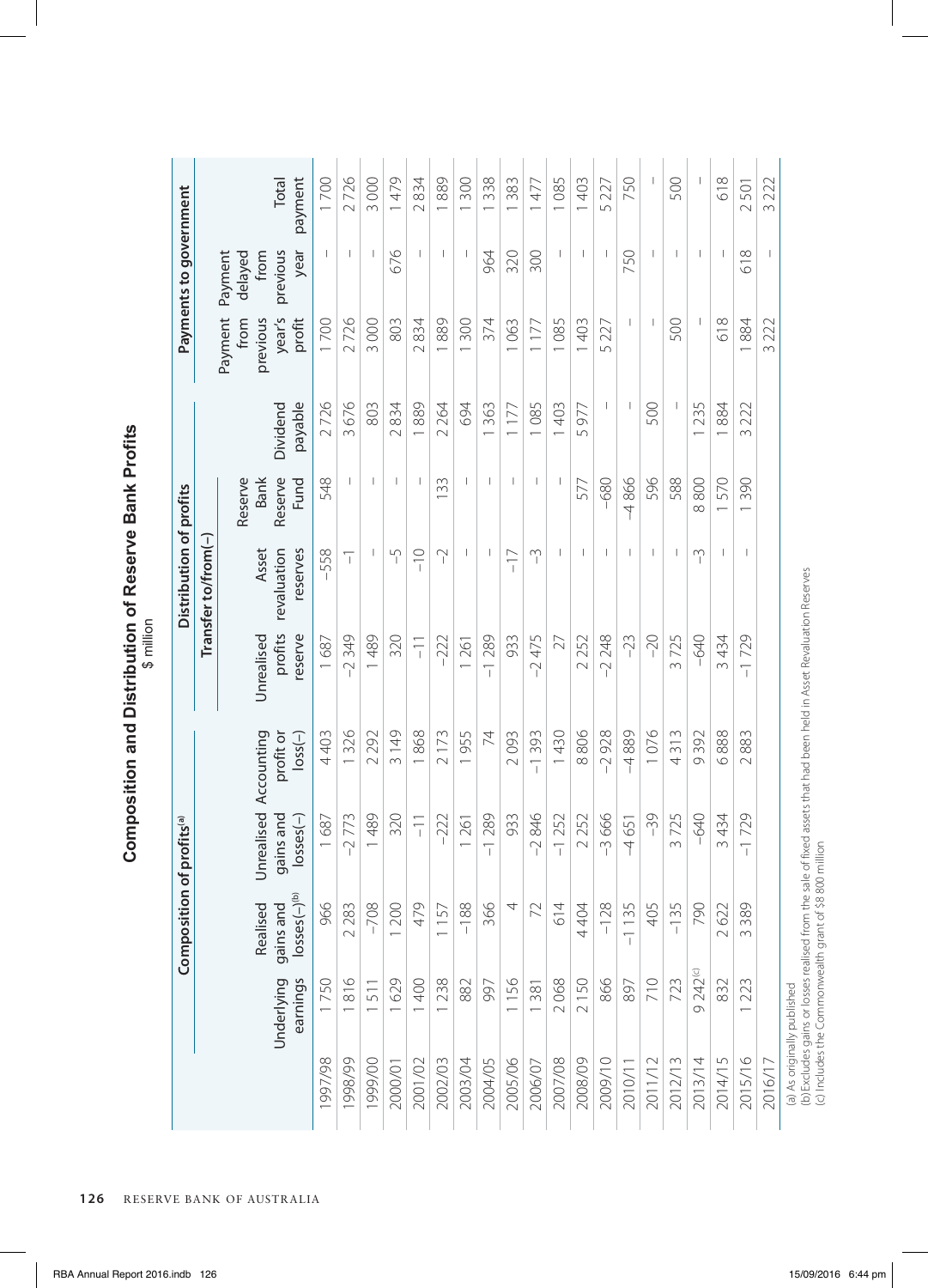## Composition and Distribution of Reserve Bank Profits

$ million

| | Composition of profits[a] | | | | Distribution of profits | | | | Payments to government | | |
|---|---|---|---|---|---|---|---|---|---|---|---|
| | | | | | Transfer to/from(–) | | | | | | |
| | Underlying earnings | Realised gains and losses(–)[b] | Unrealised gains and losses(–) | Accounting profit or loss(–) | Unrealised profits reserve | Asset revaluation reserves | Reserve Bank Reserve Fund | Dividend payable | Payment from previous year's profit | Payment delayed from previous year | Total payment |
| 1997/98 | 1 750 | 966 | 1 687 | 4 403 | 1 687 | –558 | 548 | 2 726 | 1 700 | – | 1 700 |
| 1998/99 | 1 816 | 2 283 | –2 773 | 1 326 | –2 349 | –1 | – | 3 676 | 2 726 | – | 2 726 |
| 1999/00 | 1 511 | –708 | 1 489 | 2 292 | 1 489 | – | – | 803 | 3 000 | – | 3 000 |
| 2000/01 | 1 629 | 1 200 | 320 | 3 149 | 320 | –5 | – | 2 834 | 803 | 676 | 1 479 |
| 2001/02 | 1 400 | 479 | –11 | 1 868 | –11 | –10 | – | 1 889 | 2 834 | – | 2 834 |
| 2002/03 | 1 238 | 1 157 | –222 | 2 173 | –222 | –2 | 133 | 2 264 | 1 889 | – | 1 889 |
| 2003/04 | 882 | –188 | 1 261 | 1 955 | 1 261 | – | – | 694 | 1 300 | – | 1 300 |
| 2004/05 | 997 | 366 | –1 289 | 74 | –1 289 | – | – | 1 363 | 374 | 964 | 1 338 |
| 2005/06 | 1 156 | 4 | 933 | 2 093 | 933 | –17 | – | 1 177 | 1 063 | 320 | 1 383 |
| 2006/07 | 1 381 | 72 | –2 846 | –1 393 | –2 475 | –3 | – | 1 085 | 1 177 | 300 | 1 477 |
| 2007/08 | 2 068 | 614 | –1 252 | 1 430 | 27 | – | – | 1 403 | 1 085 | – | 1 085 |
| 2008/09 | 2 150 | 4 404 | 2 252 | 8 806 | 2 252 | – | 577 | 5 977 | 1 403 | – | 1 403 |
| 2009/10 | 866 | –128 | –3 666 | –2 928 | –2 248 | – | –680 | – | 5 227 | – | 5 227 |
| 2010/11 | 897 | –1 135 | –4 651 | –4 889 | –23 | – | –4 866 | – | – | 750 | 750 |
| 2011/12 | 710 | 405 | –39 | 1 076 | –20 | – | 596 | 500 | – | – | – |
| 2012/13 | 723 | –135 | 3 725 | 4 313 | 3 725 | – | 588 | – | 500 | – | 500 |
| 2013/14 | 9 242[c] | 790 | –640 | 9 392 | –640 | –3 | 8 800 | 1 235 | – | – | – |
| 2014/15 | 832 | 2 622 | 3 434 | 6 888 | 3 434 | – | 1 570 | 1 884 | 618 | – | 618 |
| 2015/16 | 1 223 | 3 389 | –1 729 | 2 883 | –1 729 | – | 1 390 | 3 222 | 1 884 | 618 | 2 501 |
| 2016/17 | | | | | | | | | 3 222 | – | 3 222 |

(a) As originally published
(b) Excludes gains or losses realised from the sale of fixed assets that had been held in Asset Revaluation Reserves
(c) Includes the Commonwealth grant of $8 800 million